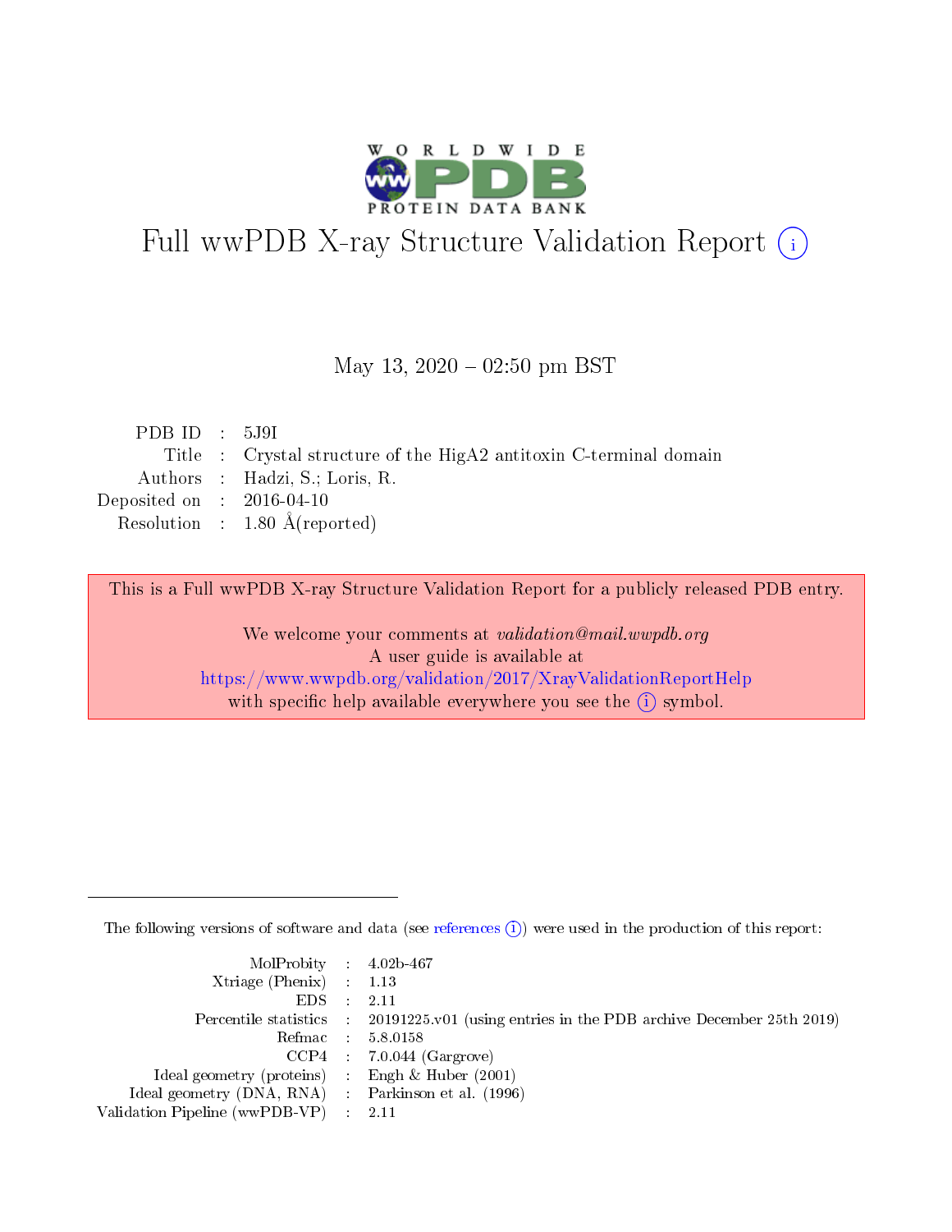# Full wwPDB X-ray Structure Validation Report (i)

May 13, 2020 – 02:50 pm BST

| | | |
|---|---|---|
| PDB ID | : | 5J9I |
| Title | : | Crystal structure of the HigA2 antitoxin C-terminal domain |
| Authors | : | Hadzi, S.; Loris, R. |
| Deposited on | : | 2016-04-10 |
| Resolution | : | 1.80 Å(reported) |

This is a Full wwPDB X-ray Structure Validation Report for a publicly released PDB entry.

We welcome your comments at *validation@mail.wwpdb.org*
A user guide is available at
https://www.wwpdb.org/validation/2017/XrayValidationReportHelp
with specific help available everywhere you see the (i) symbol.

---

The following versions of software and data (see references (i)) were used in the production of this report:

| | | |
|---|---|---|
| MolProbity | : | 4.02b-467 |
| Xtriage (Phenix) | : | 1.13 |
| EDS | : | 2.11 |
| Percentile statistics | : | 20191225.v01 (using entries in the PDB archive December 25th 2019) |
| Refmac | : | 5.8.0158 |
| CCP4 | : | 7.0.044 (Gargrove) |
| Ideal geometry (proteins) | : | Engh & Huber (2001) |
| Ideal geometry (DNA, RNA) | : | Parkinson et al. (1996) |
| Validation Pipeline (wwPDB-VP) | : | 2.11 |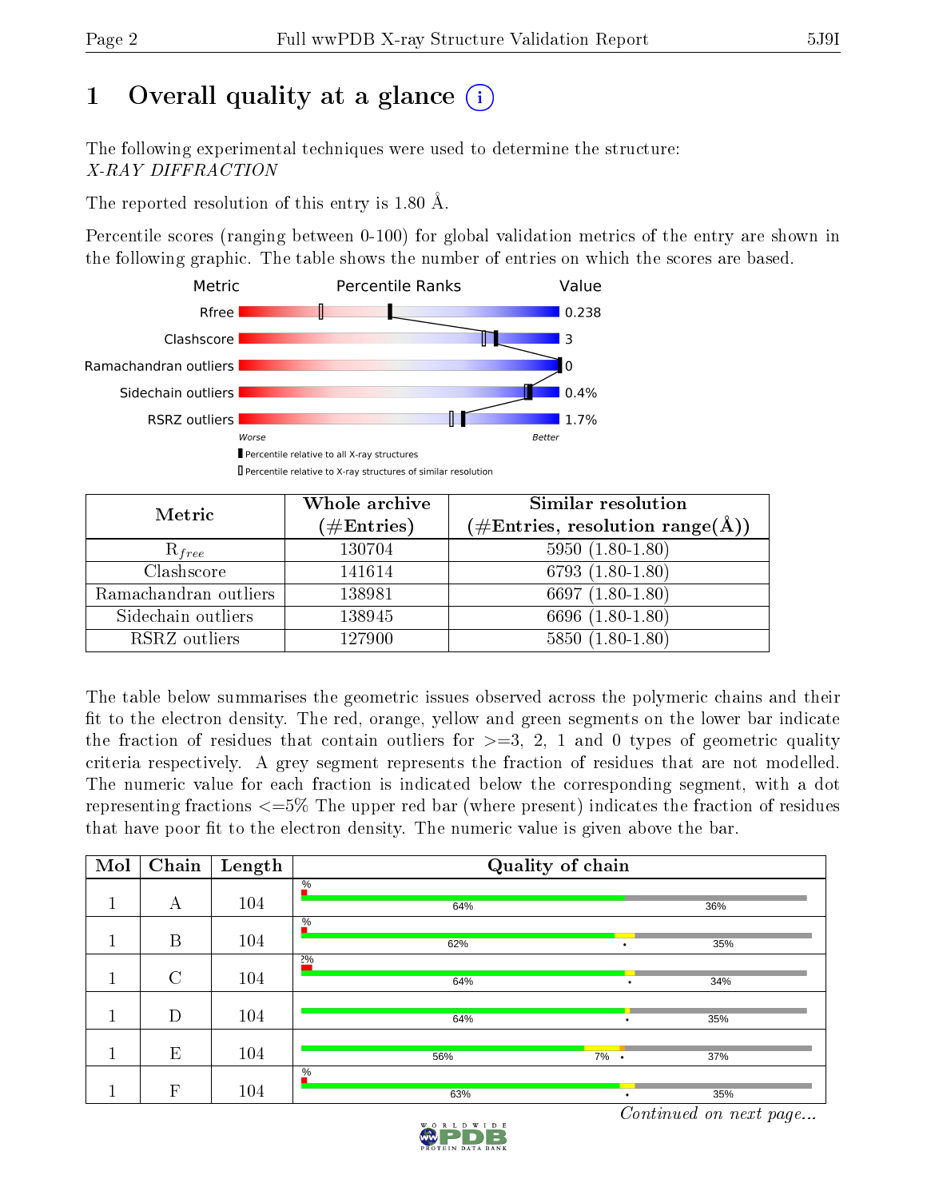# 1 Overall quality at a glance (i)

The following experimental techniques were used to determine the structure:
*X-RAY DIFFRACTION*

The reported resolution of this entry is 1.80 Å.

Percentile scores (ranging between 0-100) for global validation metrics of the entry are shown in the following graphic. The table shows the number of entries on which the scores are based.

| Metric | Value |
|---|---|
| Rfree | 0.238 |
| Clashscore | 3 |
| Ramachandran outliers | 0 |
| Sidechain outliers | 0.4% |
| RSRZ outliers | 1.7% |

Worse — Better

▮ Percentile relative to all X-ray structures
▯ Percentile relative to X-ray structures of similar resolution

| Metric | Whole archive (#Entries) | Similar resolution (#Entries, resolution range(Å)) |
|---|---|---|
| $R_{free}$ | 130704 | 5950 (1.80-1.80) |
| Clashscore | 141614 | 6793 (1.80-1.80) |
| Ramachandran outliers | 138981 | 6697 (1.80-1.80) |
| Sidechain outliers | 138945 | 6696 (1.80-1.80) |
| RSRZ outliers | 127900 | 5850 (1.80-1.80) |

The table below summarises the geometric issues observed across the polymeric chains and their fit to the electron density. The red, orange, yellow and green segments on the lower bar indicate the fraction of residues that contain outliers for >=3, 2, 1 and 0 types of geometric quality criteria respectively. A grey segment represents the fraction of residues that are not modelled. The numeric value for each fraction is indicated below the corresponding segment, with a dot representing fractions <=5% The upper red bar (where present) indicates the fraction of residues that have poor fit to the electron density. The numeric value is given above the bar.

| Mol | Chain | Length | Quality of chain |
|---|---|---|---|
| 1 | A | 104 | % ; 64% ; 36% |
| 1 | B | 104 | % ; 62% ; • ; 35% |
| 1 | C | 104 | 2% ; 64% ; • ; 34% |
| 1 | D | 104 | 64% ; • ; 35% |
| 1 | E | 104 | 56% ; 7% ; • ; 37% |
| 1 | F | 104 | % ; 63% ; • ; 35% |

*Continued on next page...*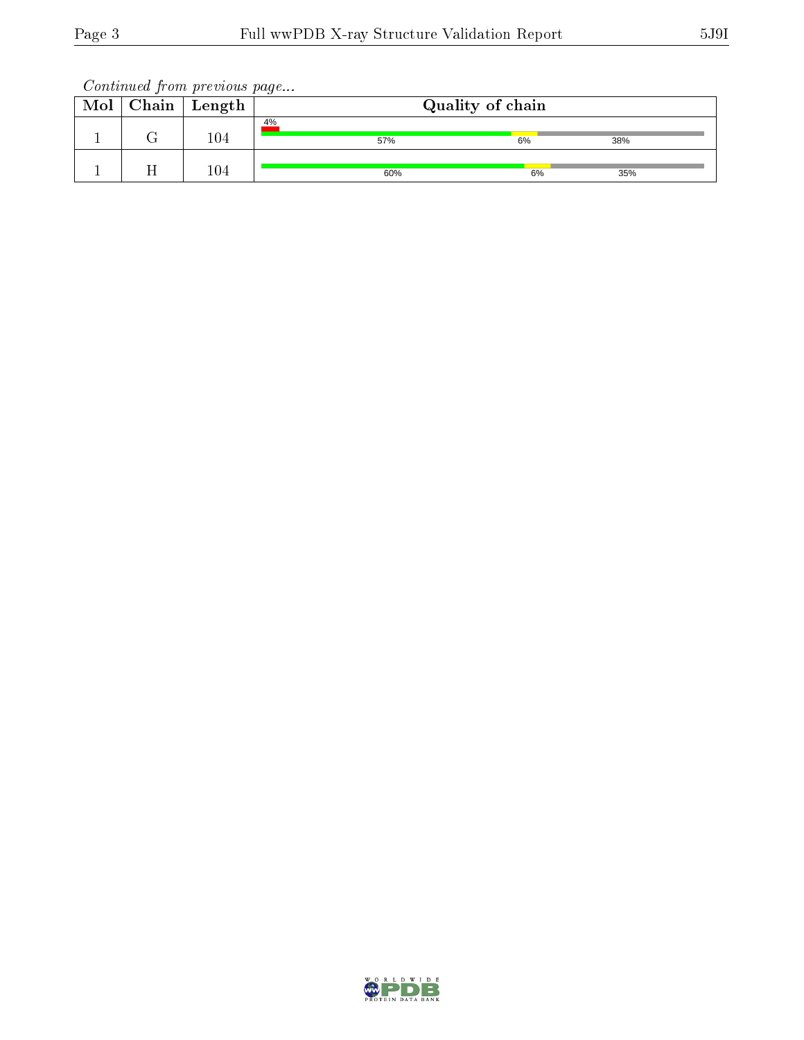*Continued from previous page...*

| Mol | Chain | Length | Quality of chain |
|---|---|---|---|
| 1 | G | 104 | 4% / 57% / 6% / 38% |
| 1 | H | 104 | 60% / 6% / 35% |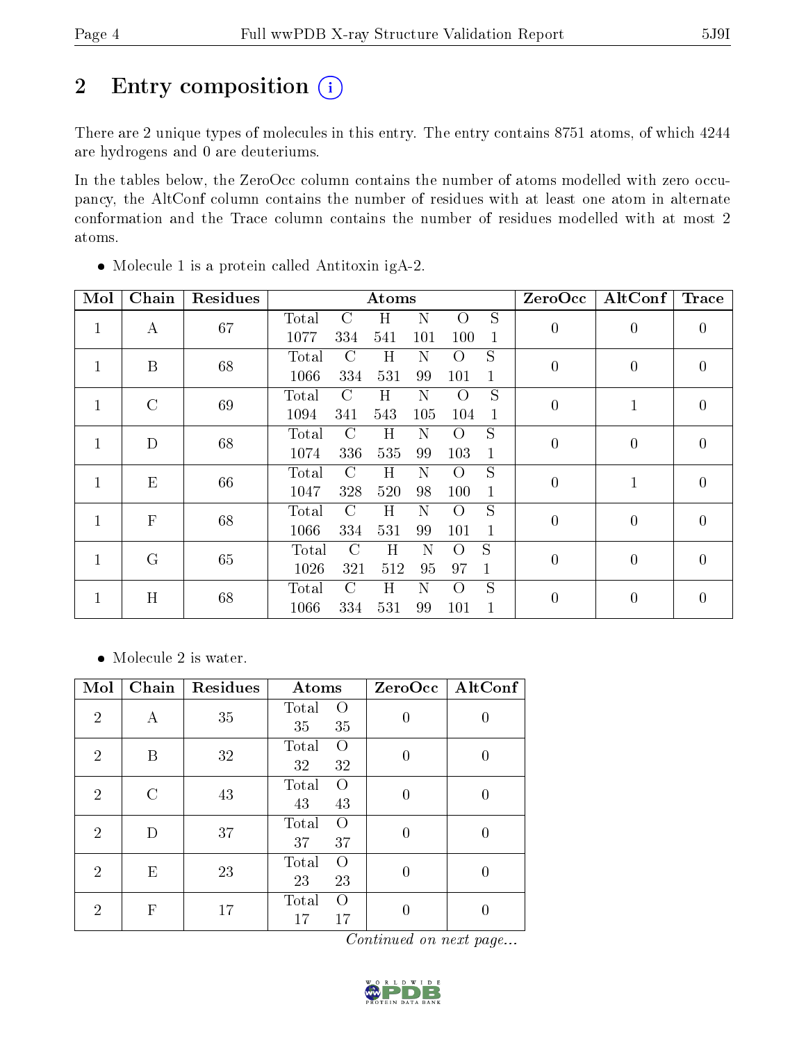## 2 Entry composition

There are 2 unique types of molecules in this entry. The entry contains 8751 atoms, of which 4244 are hydrogens and 0 are deuteriums.

In the tables below, the ZeroOcc column contains the number of atoms modelled with zero occupancy, the AltConf column contains the number of residues with at least one atom in alternate conformation and the Trace column contains the number of residues modelled with at most 2 atoms.

- Molecule 1 is a protein called Antitoxin igA-2.

| Mol | Chain | Residues | Atoms | | | | | | ZeroOcc | AltConf | Trace |
|---|---|---|---|---|---|---|---|---|---|---|---|
| | | | Total | C | H | N | O | S | | | |
| 1 | A | 67 | 1077 | 334 | 541 | 101 | 100 | 1 | 0 | 0 | 0 |
| 1 | B | 68 | 1066 | 334 | 531 | 99 | 101 | 1 | 0 | 0 | 0 |
| 1 | C | 69 | 1094 | 341 | 543 | 105 | 104 | 1 | 0 | 1 | 0 |
| 1 | D | 68 | 1074 | 336 | 535 | 99 | 103 | 1 | 0 | 0 | 0 |
| 1 | E | 66 | 1047 | 328 | 520 | 98 | 100 | 1 | 0 | 1 | 0 |
| 1 | F | 68 | 1066 | 334 | 531 | 99 | 101 | 1 | 0 | 0 | 0 |
| 1 | G | 65 | 1026 | 321 | 512 | 95 | 97 | 1 | 0 | 0 | 0 |
| 1 | H | 68 | 1066 | 334 | 531 | 99 | 101 | 1 | 0 | 0 | 0 |

- Molecule 2 is water.

| Mol | Chain | Residues | Atoms | | ZeroOcc | AltConf |
|---|---|---|---|---|---|---|
| | | | Total | O | | |
| 2 | A | 35 | 35 | 35 | 0 | 0 |
| 2 | B | 32 | 32 | 32 | 0 | 0 |
| 2 | C | 43 | 43 | 43 | 0 | 0 |
| 2 | D | 37 | 37 | 37 | 0 | 0 |
| 2 | E | 23 | 23 | 23 | 0 | 0 |
| 2 | F | 17 | 17 | 17 | 0 | 0 |

*Continued on next page...*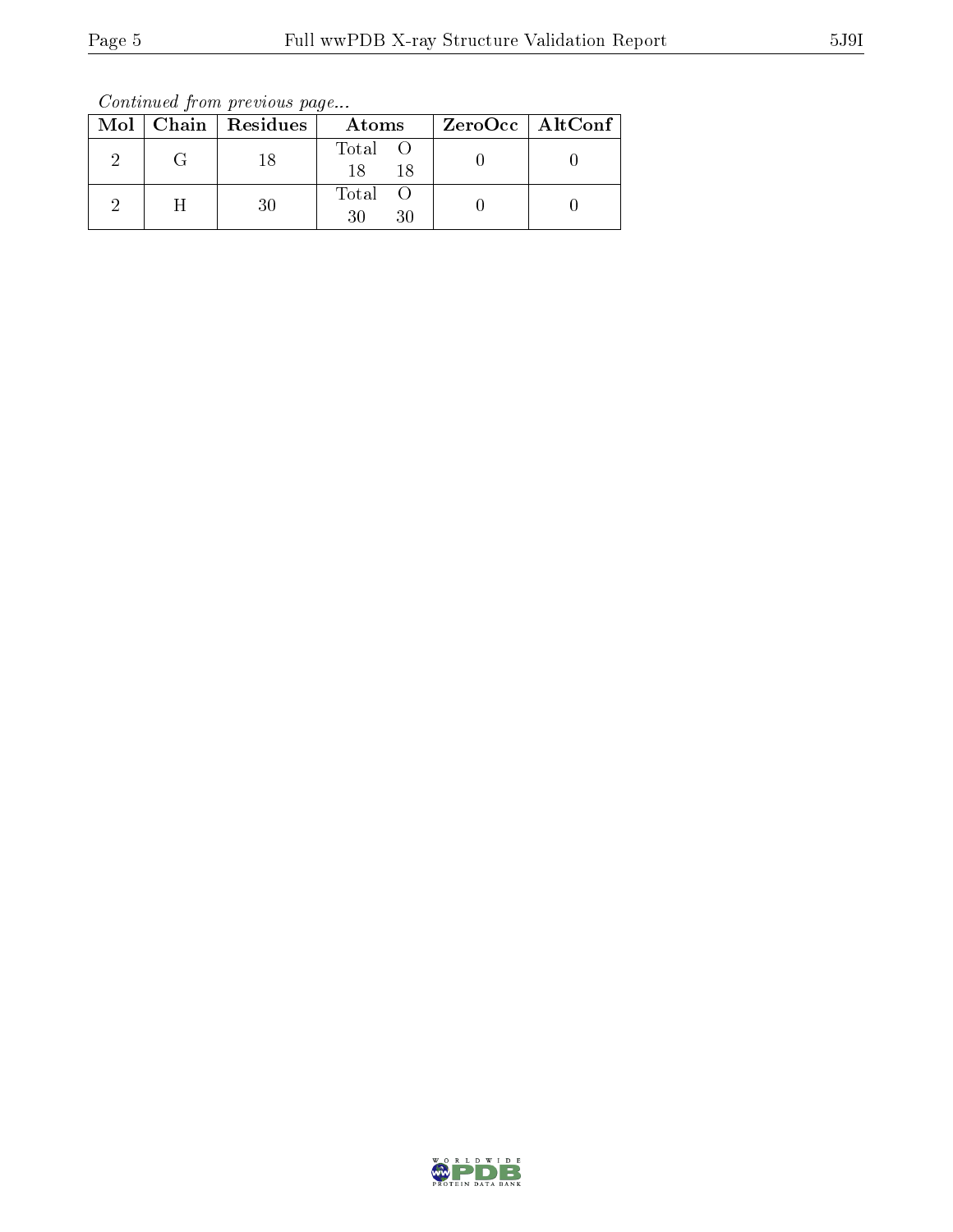*Continued from previous page...*

| Mol | Chain | Residues | Atoms | ZeroOcc | AltConf |
|---|---|---|---|---|---|
| 2 | G | 18 | Total O<br>18 18 | 0 | 0 |
| 2 | H | 30 | Total O<br>30 30 | 0 | 0 |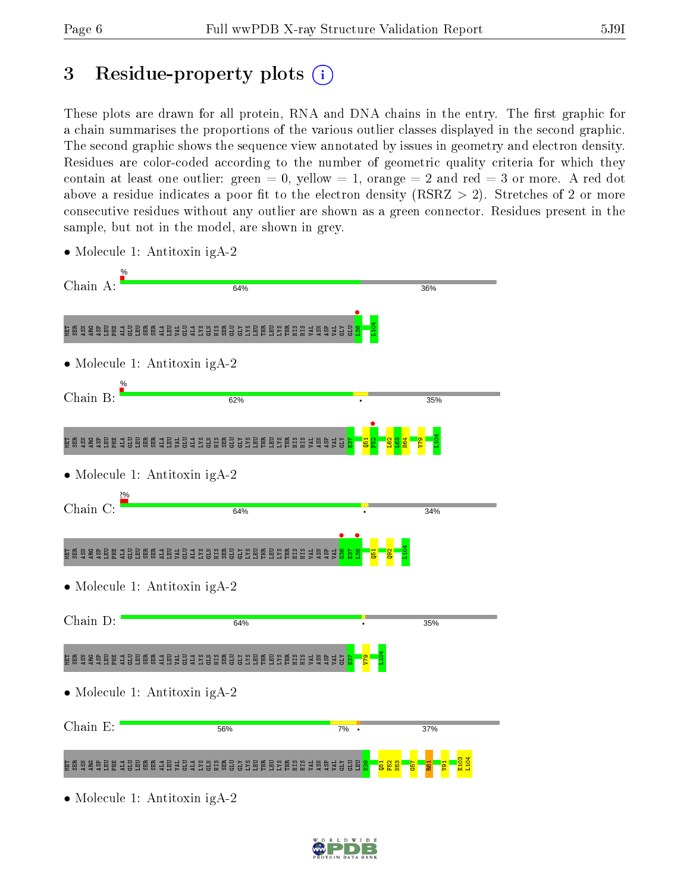## 3 Residue-property plots

These plots are drawn for all protein, RNA and DNA chains in the entry. The first graphic for a chain summarises the proportions of the various outlier classes displayed in the second graphic. The second graphic shows the sequence view annotated by issues in geometry and electron density. Residues are color-coded according to the number of geometric quality criteria for which they contain at least one outlier: green = 0, yellow = 1, orange = 2 and red = 3 or more. A red dot above a residue indicates a poor fit to the electron density (RSRZ > 2). Stretches of 2 or more consecutive residues without any outlier are shown as a green connector. Residues present in the sample, but not in the model, are shown in grey.

- Molecule 1: Antitoxin igA-2

Chain A: % | 64% | 36%

MET SER ASN ARG ASP LEU PHE ALA GLU LEU SER SER ALA LEU VAL GLU ALA LYS GLN HIS SER GLU GLY LYS LEU THR LEU LYS THR HIS HIS VAL ASN ASP VAL GLY GLU L38 L104

- Molecule 1: Antitoxin igA-2

Chain B: % | 62% | • | 35%

MET SER ASN ARG ASP LEU PHE ALA GLU LEU SER SER ALA LEU VAL GLU ALA LYS GLN HIS SER GLU GLY LYS LEU THR LEU LYS THR HIS HIS VAL ASN ASP VAL GLY E37 Q51 F52 L62 L63 H64 V79 L104

- Molecule 1: Antitoxin igA-2

Chain C: 2% | 64% | • | 34%

MET SER ASN ARG ASP LEU PHE ALA GLU LEU SER SER ALA LEU VAL GLU ALA LYS GLN HIS SER GLU GLY LYS LEU THR LEU LYS THR HIS HIS VAL ASN ASP VAL G36 E37 L38 Q51 Q92 L104

- Molecule 1: Antitoxin igA-2

Chain D: 64% | • | 35%

MET SER ASN ARG ASP LEU PHE ALA GLU LEU SER SER ALA LEU VAL GLU ALA LYS GLN HIS SER GLU GLY LYS LEU THR LEU LYS THR HIS HIS VAL ASN ASP VAL GLY E37 V79 L104

- Molecule 1: Antitoxin igA-2

Chain E: 56% | 7% | • | 37%

MET SER ASN ARG ASP LEU PHE ALA GLU LEU SER SER ALA LEU VAL GLU ALA LYS GLN HIS SER GLU GLY LYS LEU THR LEU LYS THR HIS HIS VAL ASN ASP VAL GLY GLU LEU N39 Q51 F52 N53 G57 R61 V91 E103 L104

- Molecule 1: Antitoxin igA-2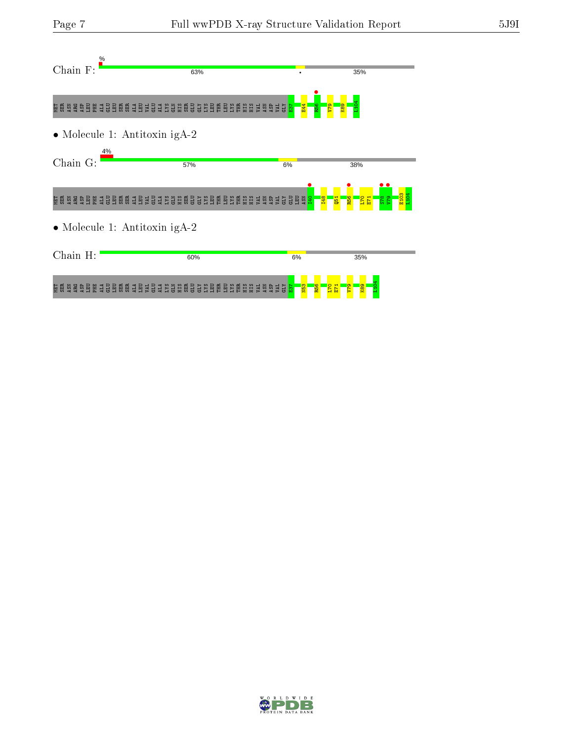Chain F:

%

63%

35%

MET SER ASN ARG ASP LEU PHE ALA GLU LEU SER SER ALA LEU VAL GLU ALA LYS GLN HIS SER GLU GLY LYS LEU THR LEU LYS THR HIS HIS VAL ASN ASP VAL GLY E37 E44 R56 V79 K89 L104

• Molecule 1: Antitoxin igA-2

Chain G:

4%

57%

6%

38%

MET SER ASN ARG ASP LEU PHE ALA GLU LEU SER SER ALA LEU VAL GLU ALA LYS GLN HIS SER GLU GLY LYS LEU THR LEU LYS THR HIS HIS VAL ASN ASP VAL GLY GLU LEU ASN I40 I48 Q51 R56 L70 E71 S78 V79 E103 L104

• Molecule 1: Antitoxin igA-2

Chain H:

60%

6%

35%

MET SER ASN ARG ASP LEU PHE ALA GLU LEU SER SER ALA LEU VAL GLU ALA LYS GLN HIS SER GLU GLY LYS LEU THR LEU LYS THR HIS HIS VAL ASN ASP VAL GLY E37 N53 R56 L70 E71 V79 K89 L104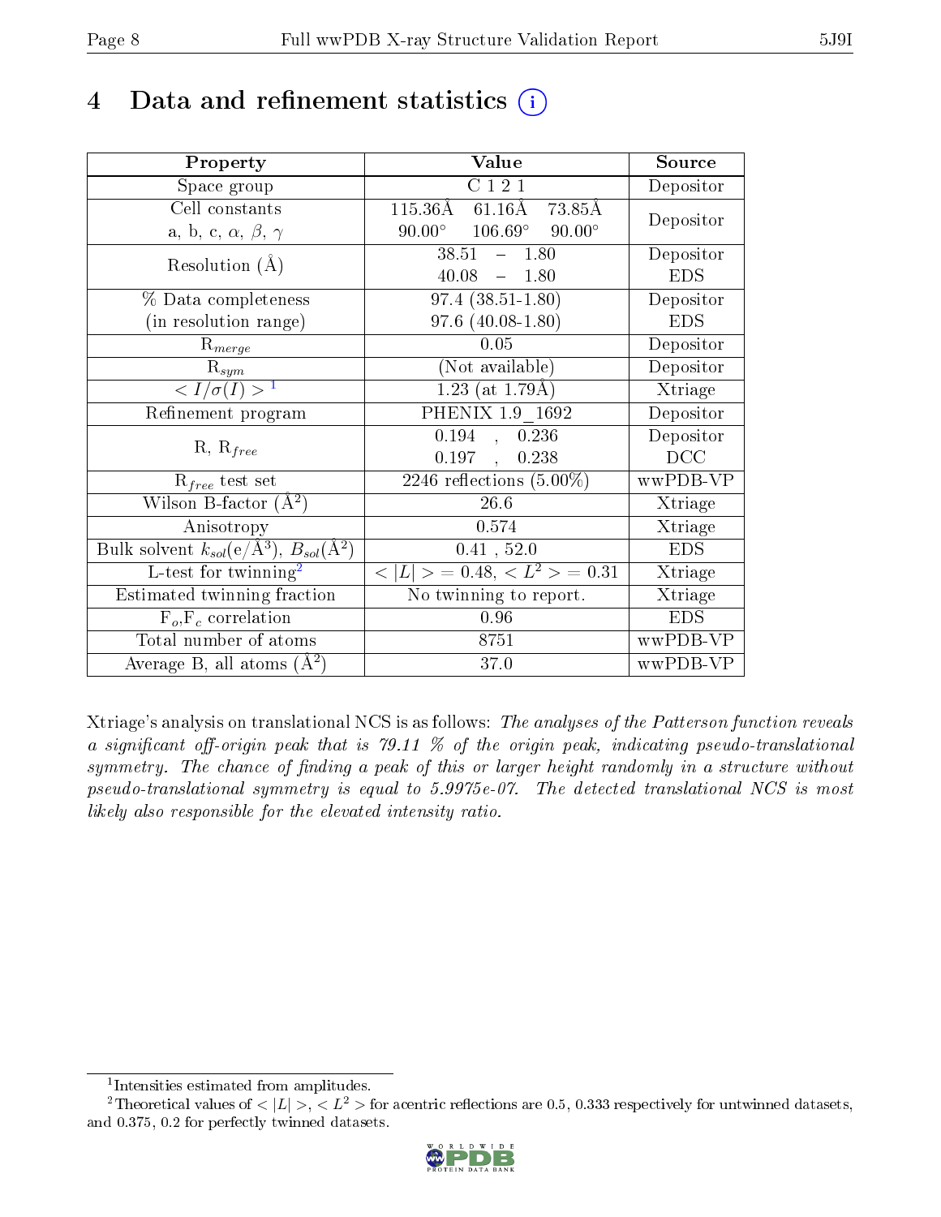# 4 Data and refinement statistics

| Property | Value | Source |
|---|---|---|
| Space group | C 1 2 1 | Depositor |
| Cell constants<br>a, b, c, $\alpha$, $\beta$, $\gamma$ | 115.36Å 61.16Å 73.85Å<br>90.00° 106.69° 90.00° | Depositor |
| Resolution (Å) | 38.51 – 1.80<br>40.08 – 1.80 | Depositor<br>EDS |
| % Data completeness<br>(in resolution range) | 97.4 (38.51-1.80)<br>97.6 (40.08-1.80) | Depositor<br>EDS |
| $R_{merge}$ | 0.05 | Depositor |
| $R_{sym}$ | (Not available) | Depositor |
| $< I/\sigma(I) >$ [1] | 1.23 (at 1.79Å) | Xtriage |
| Refinement program | PHENIX 1.9_1692 | Depositor |
| R, $R_{free}$ | 0.194 , 0.236<br>0.197 , 0.238 | Depositor<br>DCC |
| $R_{free}$ test set | 2246 reflections (5.00%) | wwPDB-VP |
| Wilson B-factor (Å$^2$) | 26.6 | Xtriage |
| Anisotropy | 0.574 | Xtriage |
| Bulk solvent $k_{sol}$(e/Å$^3$), $B_{sol}$(Å$^2$) | 0.41 , 52.0 | EDS |
| L-test for twinning[2] | $< \|L\| >$ = 0.48, $< L^2 >$ = 0.31 | Xtriage |
| Estimated twinning fraction | No twinning to report. | Xtriage |
| $F_o$,$F_c$ correlation | 0.96 | EDS |
| Total number of atoms | 8751 | wwPDB-VP |
| Average B, all atoms (Å$^2$) | 37.0 | wwPDB-VP |

Xtriage's analysis on translational NCS is as follows: *The analyses of the Patterson function reveals a significant off-origin peak that is 79.11 % of the origin peak, indicating pseudo-translational symmetry. The chance of finding a peak of this or larger height randomly in a structure without pseudo-translational symmetry is equal to 5.9975e-07. The detected translational NCS is most likely also responsible for the elevated intensity ratio.*

[1] Intensities estimated from amplitudes.

[2] Theoretical values of $< |L| >$, $< L^2 >$ for acentric reflections are 0.5, 0.333 respectively for untwinned datasets, and 0.375, 0.2 for perfectly twinned datasets.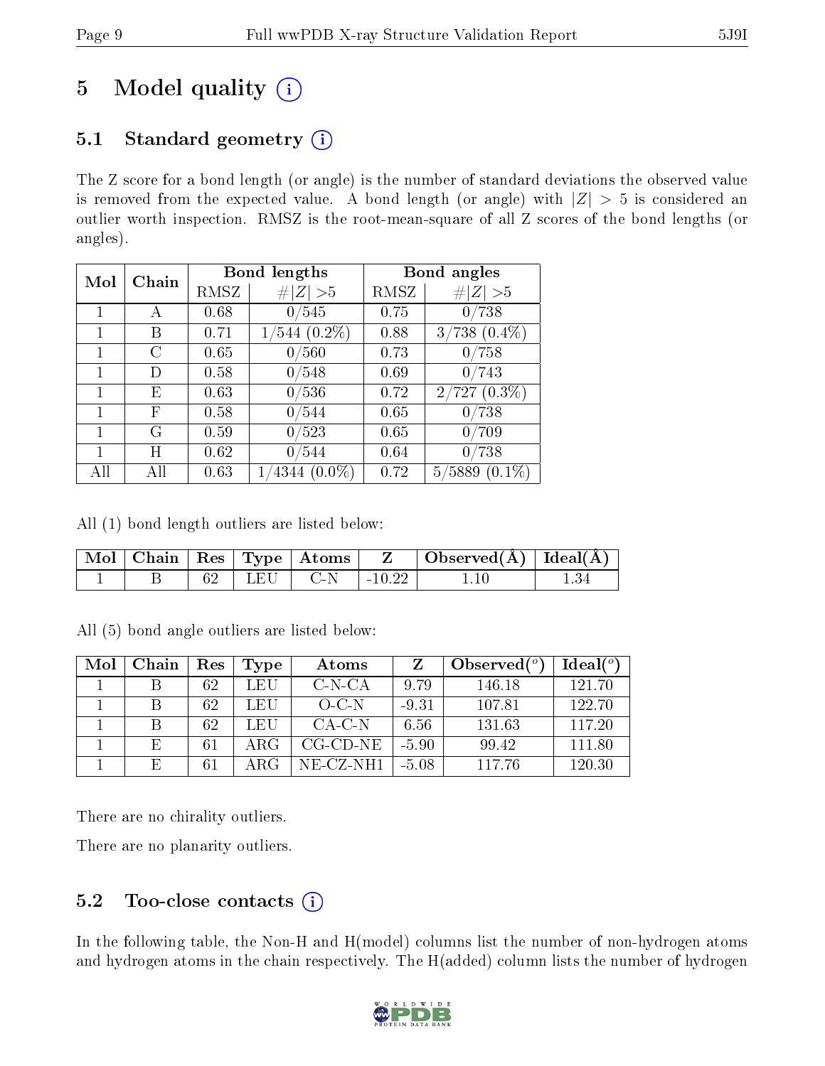# 5 Model quality

## 5.1 Standard geometry

The Z score for a bond length (or angle) is the number of standard deviations the observed value is removed from the expected value. A bond length (or angle) with $|Z| > 5$ is considered an outlier worth inspection. RMSZ is the root-mean-square of all Z scores of the bond lengths (or angles).

| Mol | Chain | Bond lengths | | Bond angles | |
|---|---|---|---|---|---|
| | | RMSZ | #$\|Z\|$ >5 | RMSZ | #$\|Z\|$ >5 |
| 1 | A | 0.68 | 0/545 | 0.75 | 0/738 |
| 1 | B | 0.71 | 1/544 (0.2%) | 0.88 | 3/738 (0.4%) |
| 1 | C | 0.65 | 0/560 | 0.73 | 0/758 |
| 1 | D | 0.58 | 0/548 | 0.69 | 0/743 |
| 1 | E | 0.63 | 0/536 | 0.72 | 2/727 (0.3%) |
| 1 | F | 0.58 | 0/544 | 0.65 | 0/738 |
| 1 | G | 0.59 | 0/523 | 0.65 | 0/709 |
| 1 | H | 0.62 | 0/544 | 0.64 | 0/738 |
| All | All | 0.63 | 1/4344 (0.0%) | 0.72 | 5/5889 (0.1%) |

All (1) bond length outliers are listed below:

| Mol | Chain | Res | Type | Atoms | Z | Observed(Å) | Ideal(Å) |
|---|---|---|---|---|---|---|---|
| 1 | B | 62 | LEU | C-N | -10.22 | 1.10 | 1.34 |

All (5) bond angle outliers are listed below:

| Mol | Chain | Res | Type | Atoms | Z | Observed($^o$) | Ideal($^o$) |
|---|---|---|---|---|---|---|---|
| 1 | B | 62 | LEU | C-N-CA | 9.79 | 146.18 | 121.70 |
| 1 | B | 62 | LEU | O-C-N | -9.31 | 107.81 | 122.70 |
| 1 | B | 62 | LEU | CA-C-N | 6.56 | 131.63 | 117.20 |
| 1 | E | 61 | ARG | CG-CD-NE | -5.90 | 99.42 | 111.80 |
| 1 | E | 61 | ARG | NE-CZ-NH1 | -5.08 | 117.76 | 120.30 |

There are no chirality outliers.

There are no planarity outliers.

## 5.2 Too-close contacts

In the following table, the Non-H and H(model) columns list the number of non-hydrogen atoms and hydrogen atoms in the chain respectively. The H(added) column lists the number of hydrogen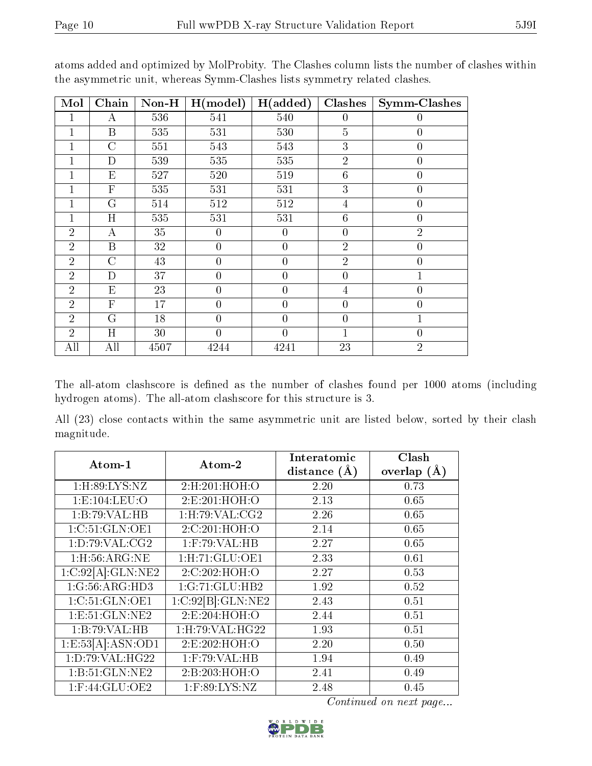atoms added and optimized by MolProbity. The Clashes column lists the number of clashes within the asymmetric unit, whereas Symm-Clashes lists symmetry related clashes.

| Mol | Chain | Non-H | H(model) | H(added) | Clashes | Symm-Clashes |
|---|---|---|---|---|---|---|
| 1 | A | 536 | 541 | 540 | 0 | 0 |
| 1 | B | 535 | 531 | 530 | 5 | 0 |
| 1 | C | 551 | 543 | 543 | 3 | 0 |
| 1 | D | 539 | 535 | 535 | 2 | 0 |
| 1 | E | 527 | 520 | 519 | 6 | 0 |
| 1 | F | 535 | 531 | 531 | 3 | 0 |
| 1 | G | 514 | 512 | 512 | 4 | 0 |
| 1 | H | 535 | 531 | 531 | 6 | 0 |
| 2 | A | 35 | 0 | 0 | 0 | 2 |
| 2 | B | 32 | 0 | 0 | 2 | 0 |
| 2 | C | 43 | 0 | 0 | 2 | 0 |
| 2 | D | 37 | 0 | 0 | 0 | 1 |
| 2 | E | 23 | 0 | 0 | 4 | 0 |
| 2 | F | 17 | 0 | 0 | 0 | 0 |
| 2 | G | 18 | 0 | 0 | 0 | 1 |
| 2 | H | 30 | 0 | 0 | 1 | 0 |
| All | All | 4507 | 4244 | 4241 | 23 | 2 |

The all-atom clashscore is defined as the number of clashes found per 1000 atoms (including hydrogen atoms). The all-atom clashscore for this structure is 3.

All (23) close contacts within the same asymmetric unit are listed below, sorted by their clash magnitude.

| Atom-1 | Atom-2 | Interatomic distance (Å) | Clash overlap (Å) |
|---|---|---|---|
| 1:H:89:LYS:NZ | 2:H:201:HOH:O | 2.20 | 0.73 |
| 1:E:104:LEU:O | 2:E:201:HOH:O | 2.13 | 0.65 |
| 1:B:79:VAL:HB | 1:H:79:VAL:CG2 | 2.26 | 0.65 |
| 1:C:51:GLN:OE1 | 2:C:201:HOH:O | 2.14 | 0.65 |
| 1:D:79:VAL:CG2 | 1:F:79:VAL:HB | 2.27 | 0.65 |
| 1:H:56:ARG:NE | 1:H:71:GLU:OE1 | 2.33 | 0.61 |
| 1:C:92[A]:GLN:NE2 | 2:C:202:HOH:O | 2.27 | 0.53 |
| 1:G:56:ARG:HD3 | 1:G:71:GLU:HB2 | 1.92 | 0.52 |
| 1:C:51:GLN:OE1 | 1:C:92[B]:GLN:NE2 | 2.43 | 0.51 |
| 1:E:51:GLN:NE2 | 2:E:204:HOH:O | 2.44 | 0.51 |
| 1:B:79:VAL:HB | 1:H:79:VAL:HG22 | 1.93 | 0.51 |
| 1:E:53[A]:ASN:OD1 | 2:E:202:HOH:O | 2.20 | 0.50 |
| 1:D:79:VAL:HG22 | 1:F:79:VAL:HB | 1.94 | 0.49 |
| 1:B:51:GLN:NE2 | 2:B:203:HOH:O | 2.41 | 0.49 |
| 1:F:44:GLU:OE2 | 1:F:89:LYS:NZ | 2.48 | 0.45 |

*Continued on next page...*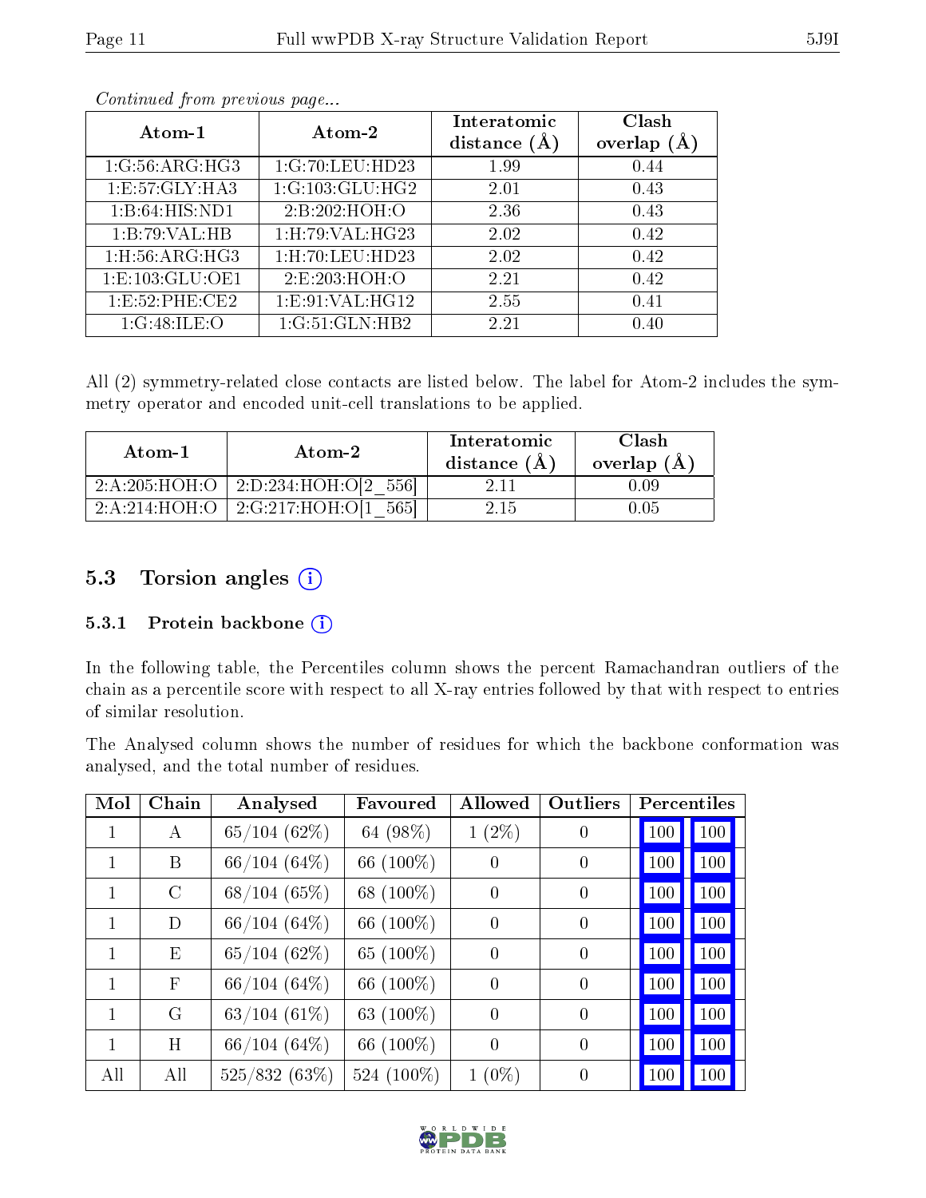*Continued from previous page...*

| Atom-1 | Atom-2 | Interatomic distance (Å) | Clash overlap (Å) |
|---|---|---|---|
| 1:G:56:ARG:HG3 | 1:G:70:LEU:HD23 | 1.99 | 0.44 |
| 1:E:57:GLY:HA3 | 1:G:103:GLU:HG2 | 2.01 | 0.43 |
| 1:B:64:HIS:ND1 | 2:B:202:HOH:O | 2.36 | 0.43 |
| 1:B:79:VAL:HB | 1:H:79:VAL:HG23 | 2.02 | 0.42 |
| 1:H:56:ARG:HG3 | 1:H:70:LEU:HD23 | 2.02 | 0.42 |
| 1:E:103:GLU:OE1 | 2:E:203:HOH:O | 2.21 | 0.42 |
| 1:E:52:PHE:CE2 | 1:E:91:VAL:HG12 | 2.55 | 0.41 |
| 1:G:48:ILE:O | 1:G:51:GLN:HB2 | 2.21 | 0.40 |

All (2) symmetry-related close contacts are listed below. The label for Atom-2 includes the symmetry operator and encoded unit-cell translations to be applied.

| Atom-1 | Atom-2 | Interatomic distance (Å) | Clash overlap (Å) |
|---|---|---|---|
| 2:A:205:HOH:O | 2:D:234:HOH:O[2_556] | 2.11 | 0.09 |
| 2:A:214:HOH:O | 2:G:217:HOH:O[1_565] | 2.15 | 0.05 |

## 5.3 Torsion angles

### 5.3.1 Protein backbone

In the following table, the Percentiles column shows the percent Ramachandran outliers of the chain as a percentile score with respect to all X-ray entries followed by that with respect to entries of similar resolution.

The Analysed column shows the number of residues for which the backbone conformation was analysed, and the total number of residues.

| Mol | Chain | Analysed | Favoured | Allowed | Outliers | Percentiles | |
|---|---|---|---|---|---|---|---|
| 1 | A | 65/104 (62%) | 64 (98%) | 1 (2%) | 0 | 100 | 100 |
| 1 | B | 66/104 (64%) | 66 (100%) | 0 | 0 | 100 | 100 |
| 1 | C | 68/104 (65%) | 68 (100%) | 0 | 0 | 100 | 100 |
| 1 | D | 66/104 (64%) | 66 (100%) | 0 | 0 | 100 | 100 |
| 1 | E | 65/104 (62%) | 65 (100%) | 0 | 0 | 100 | 100 |
| 1 | F | 66/104 (64%) | 66 (100%) | 0 | 0 | 100 | 100 |
| 1 | G | 63/104 (61%) | 63 (100%) | 0 | 0 | 100 | 100 |
| 1 | H | 66/104 (64%) | 66 (100%) | 0 | 0 | 100 | 100 |
| All | All | 525/832 (63%) | 524 (100%) | 1 (0%) | 0 | 100 | 100 |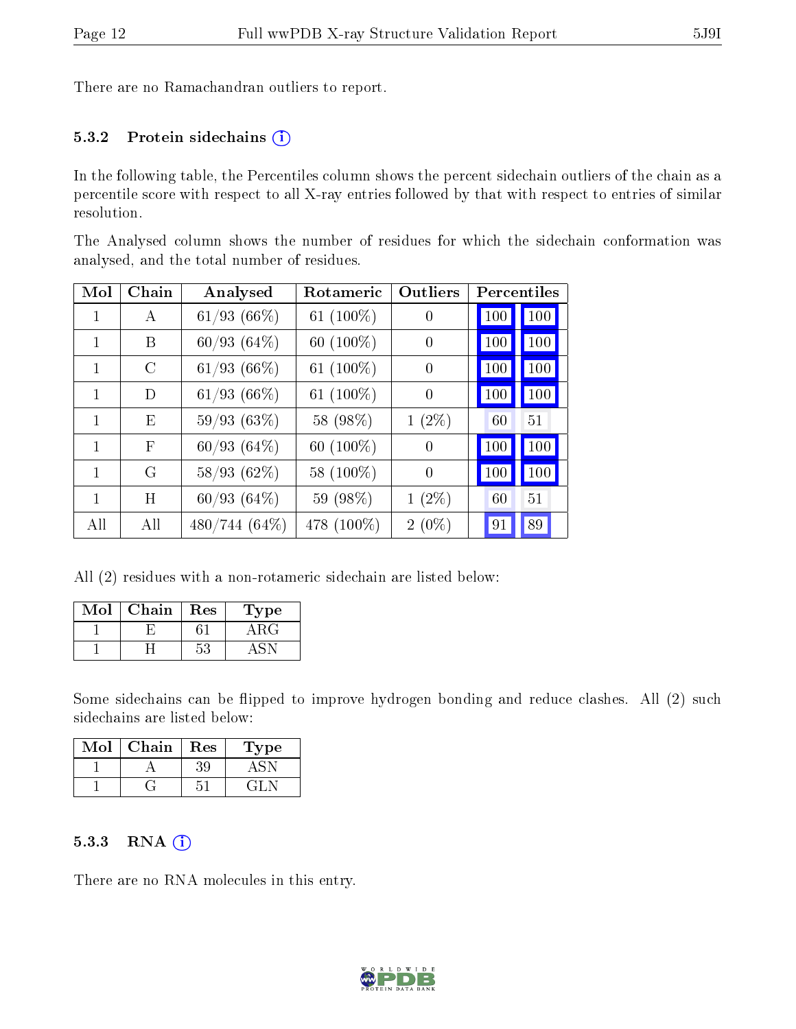There are no Ramachandran outliers to report.

### 5.3.2 Protein sidechains

In the following table, the Percentiles column shows the percent sidechain outliers of the chain as a percentile score with respect to all X-ray entries followed by that with respect to entries of similar resolution.

The Analysed column shows the number of residues for which the sidechain conformation was analysed, and the total number of residues.

| Mol | Chain | Analysed | Rotameric | Outliers | Percentiles | |
|---|---|---|---|---|---|---|
| 1 | A | 61/93 (66%) | 61 (100%) | 0 | 100 | 100 |
| 1 | B | 60/93 (64%) | 60 (100%) | 0 | 100 | 100 |
| 1 | C | 61/93 (66%) | 61 (100%) | 0 | 100 | 100 |
| 1 | D | 61/93 (66%) | 61 (100%) | 0 | 100 | 100 |
| 1 | E | 59/93 (63%) | 58 (98%) | 1 (2%) | 60 | 51 |
| 1 | F | 60/93 (64%) | 60 (100%) | 0 | 100 | 100 |
| 1 | G | 58/93 (62%) | 58 (100%) | 0 | 100 | 100 |
| 1 | H | 60/93 (64%) | 59 (98%) | 1 (2%) | 60 | 51 |
| All | All | 480/744 (64%) | 478 (100%) | 2 (0%) | 91 | 89 |

All (2) residues with a non-rotameric sidechain are listed below:

| Mol | Chain | Res | Type |
|---|---|---|---|
| 1 | E | 61 | ARG |
| 1 | H | 53 | ASN |

Some sidechains can be flipped to improve hydrogen bonding and reduce clashes. All (2) such sidechains are listed below:

| Mol | Chain | Res | Type |
|---|---|---|---|
| 1 | A | 39 | ASN |
| 1 | G | 51 | GLN |

### 5.3.3 RNA

There are no RNA molecules in this entry.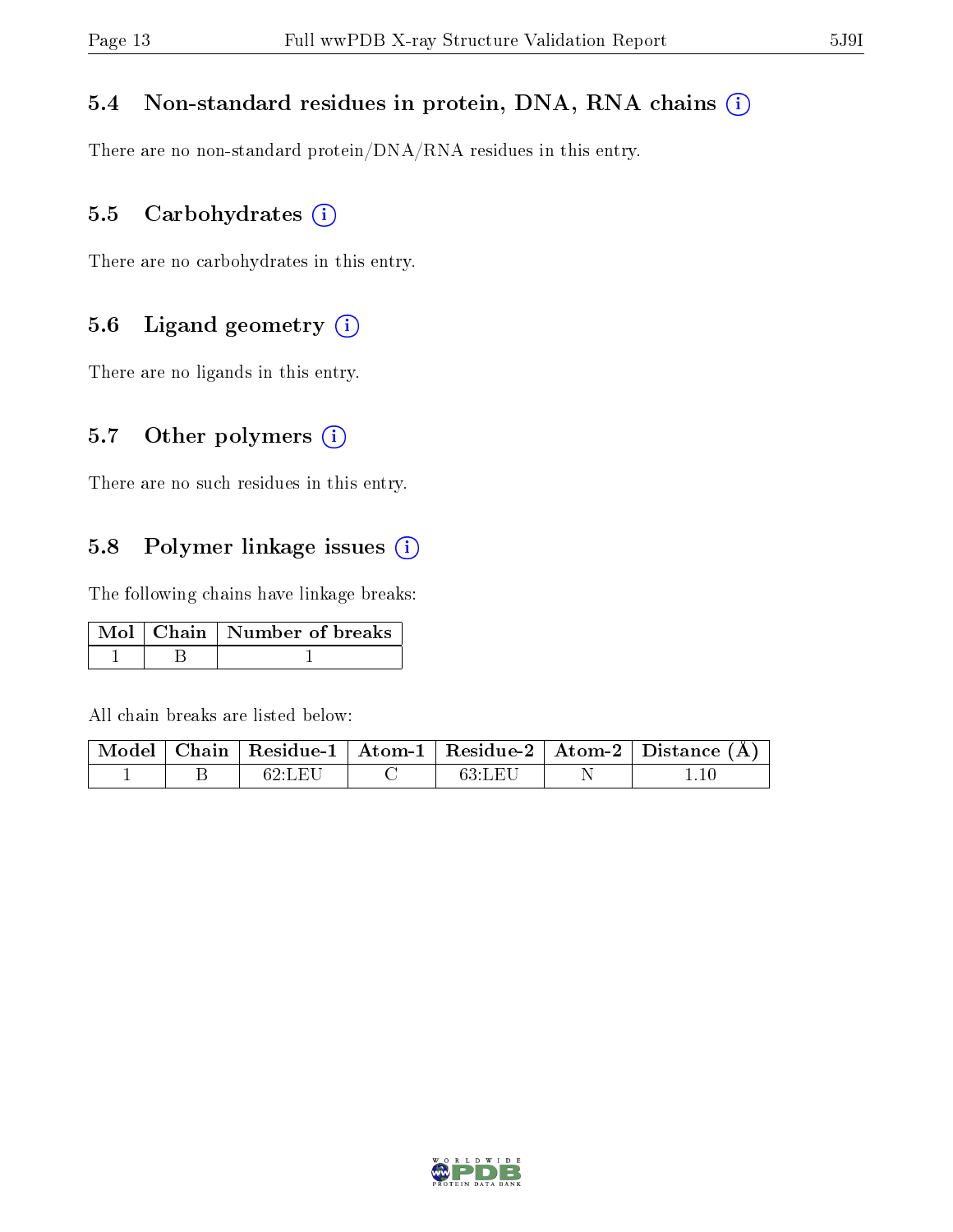### 5.4 Non-standard residues in protein, DNA, RNA chains

There are no non-standard protein/DNA/RNA residues in this entry.

### 5.5 Carbohydrates

There are no carbohydrates in this entry.

### 5.6 Ligand geometry

There are no ligands in this entry.

### 5.7 Other polymers

There are no such residues in this entry.

### 5.8 Polymer linkage issues

The following chains have linkage breaks:

| Mol | Chain | Number of breaks |
|---|---|---|
| 1 | B | 1 |

All chain breaks are listed below:

| Model | Chain | Residue-1 | Atom-1 | Residue-2 | Atom-2 | Distance (Å) |
|---|---|---|---|---|---|---|
| 1 | B | 62:LEU | C | 63:LEU | N | 1.10 |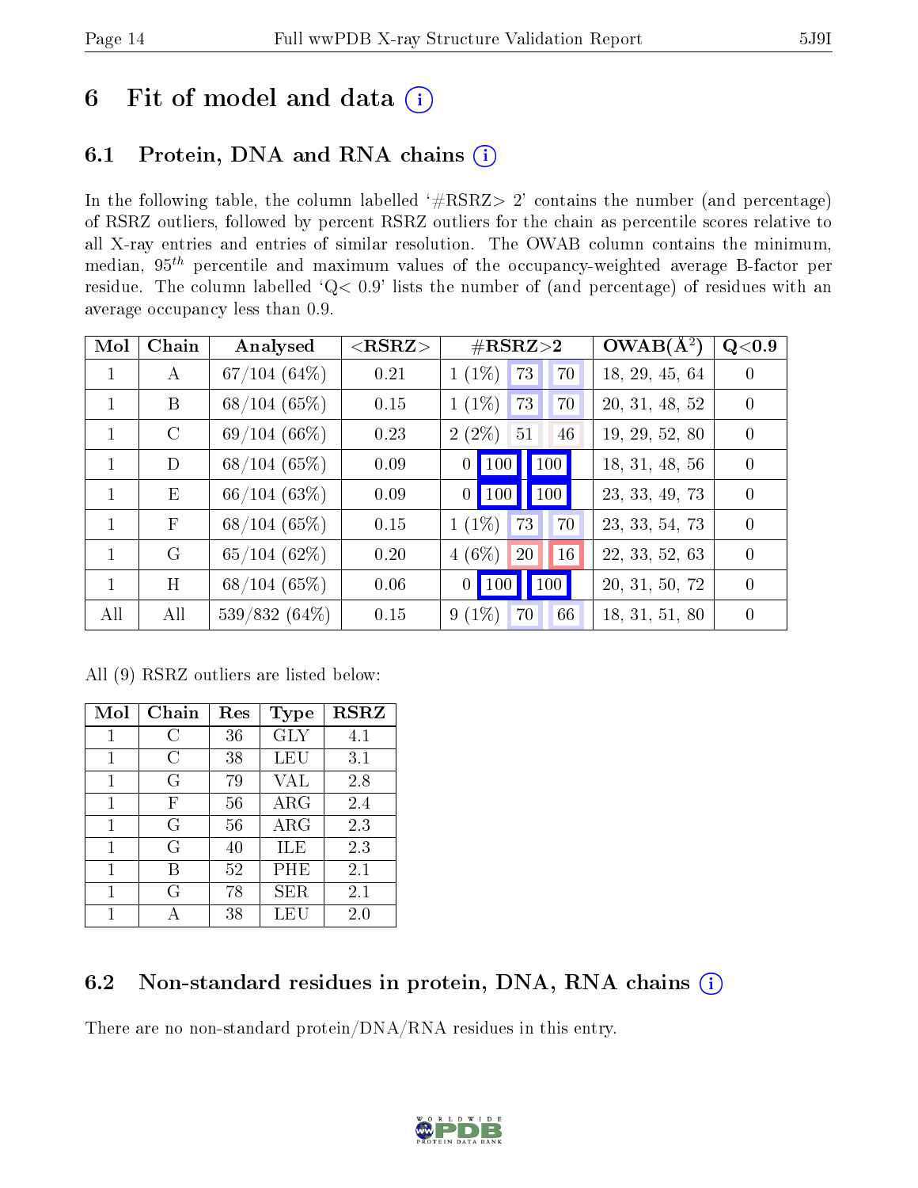# 6 Fit of model and data

## 6.1 Protein, DNA and RNA chains

In the following table, the column labelled '#RSRZ> 2' contains the number (and percentage) of RSRZ outliers, followed by percent RSRZ outliers for the chain as percentile scores relative to all X-ray entries and entries of similar resolution. The OWAB column contains the minimum, median, $95^{th}$ percentile and maximum values of the occupancy-weighted average B-factor per residue. The column labelled 'Q< 0.9' lists the number of (and percentage) of residues with an average occupancy less than 0.9.

| Mol | Chain | Analysed | <RSRZ> | #RSRZ>2 | | | OWAB(Å$^2$) | Q<0.9 |
|---|---|---|---|---|---|---|---|---|
| 1 | A | 67/104 (64%) | 0.21 | 1 (1%) | 73 | 70 | 18, 29, 45, 64 | 0 |
| 1 | B | 68/104 (65%) | 0.15 | 1 (1%) | 73 | 70 | 20, 31, 48, 52 | 0 |
| 1 | C | 69/104 (66%) | 0.23 | 2 (2%) | 51 | 46 | 19, 29, 52, 80 | 0 |
| 1 | D | 68/104 (65%) | 0.09 | 0 | 100 | 100 | 18, 31, 48, 56 | 0 |
| 1 | E | 66/104 (63%) | 0.09 | 0 | 100 | 100 | 23, 33, 49, 73 | 0 |
| 1 | F | 68/104 (65%) | 0.15 | 1 (1%) | 73 | 70 | 23, 33, 54, 73 | 0 |
| 1 | G | 65/104 (62%) | 0.20 | 4 (6%) | 20 | 16 | 22, 33, 52, 63 | 0 |
| 1 | H | 68/104 (65%) | 0.06 | 0 | 100 | 100 | 20, 31, 50, 72 | 0 |
| All | All | 539/832 (64%) | 0.15 | 9 (1%) | 70 | 66 | 18, 31, 51, 80 | 0 |

All (9) RSRZ outliers are listed below:

| Mol | Chain | Res | Type | RSRZ |
|---|---|---|---|---|
| 1 | C | 36 | GLY | 4.1 |
| 1 | C | 38 | LEU | 3.1 |
| 1 | G | 79 | VAL | 2.8 |
| 1 | F | 56 | ARG | 2.4 |
| 1 | G | 56 | ARG | 2.3 |
| 1 | G | 40 | ILE | 2.3 |
| 1 | B | 52 | PHE | 2.1 |
| 1 | G | 78 | SER | 2.1 |
| 1 | A | 38 | LEU | 2.0 |

## 6.2 Non-standard residues in protein, DNA, RNA chains

There are no non-standard protein/DNA/RNA residues in this entry.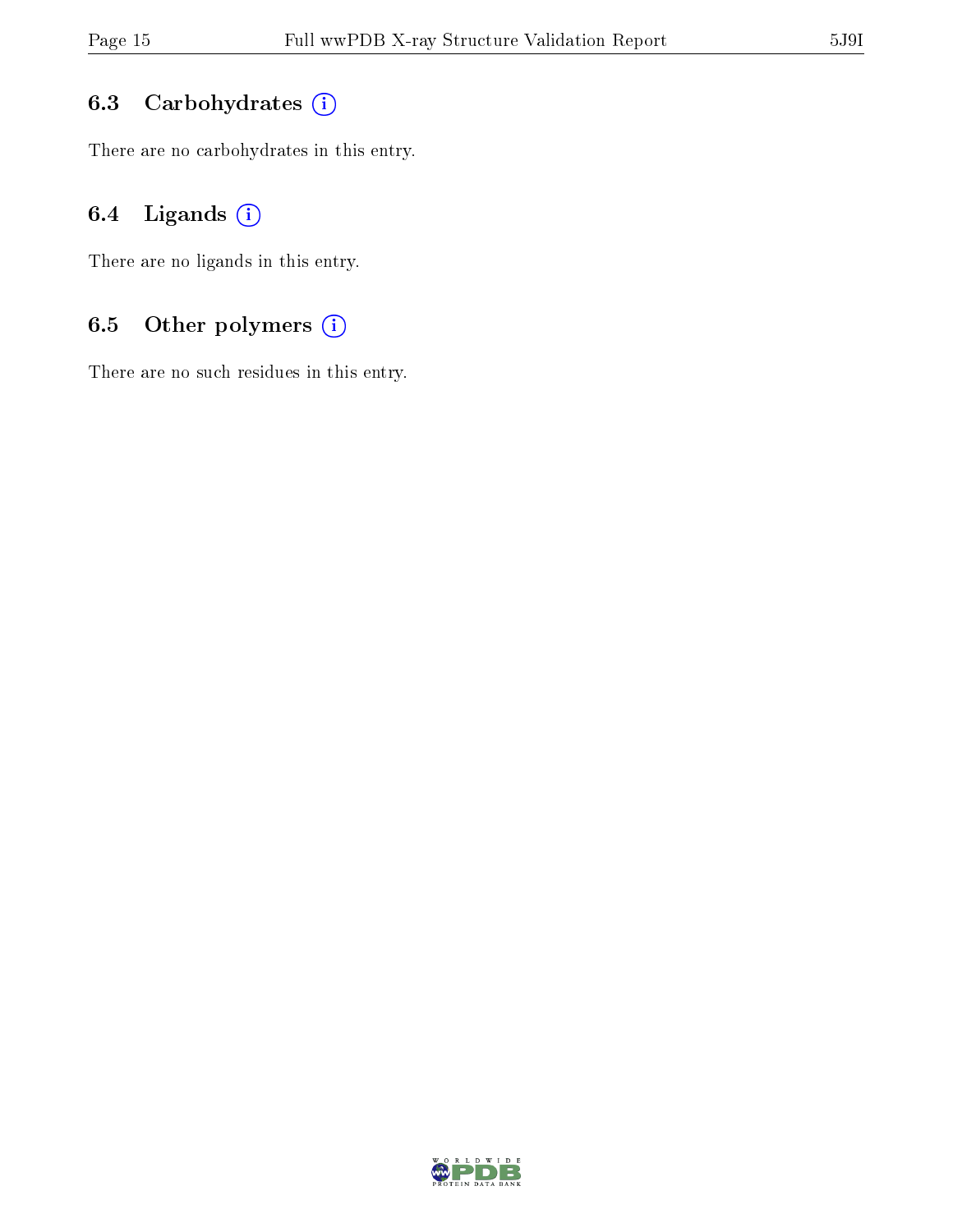### 6.3 Carbohydrates

There are no carbohydrates in this entry.

### 6.4 Ligands

There are no ligands in this entry.

### 6.5 Other polymers

There are no such residues in this entry.